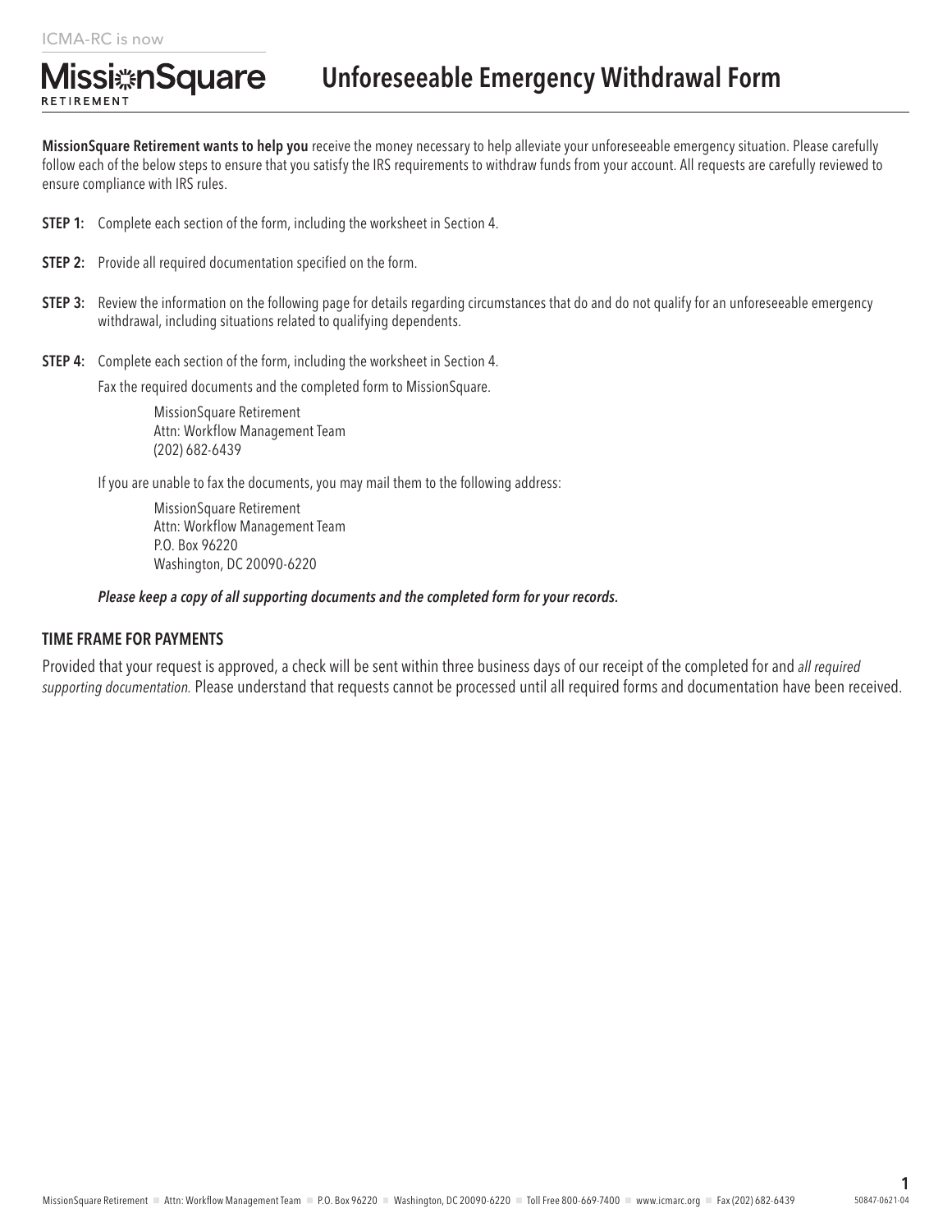ICMA-RC is now

**MissionSquare** RETIREMENT

# Unforeseeable Emergency Withdrawal Form

**MissionSquare Retirement wants to help you** receive the money necessary to help alleviate your unforeseeable emergency situation. Please carefully follow each of the below steps to ensure that you satisfy the IRS requirements to withdraw funds from your account. All requests are carefully reviewed to ensure compliance with IRS rules.

**STEP 1:** Complete each section of the form, including the worksheet in Section 4.

**STEP 2:** Provide all required documentation specified on the form.

**STEP 3:** Review the information on the following page for details regarding circumstances that do and do not qualify for an unforeseeable emergency withdrawal, including situations related to qualifying dependents.

**STEP 4:** Complete each section of the form, including the worksheet in Section 4.

Fax the required documents and the completed form to MissionSquare.

MissionSquare Retirement
Attn: Workflow Management Team
(202) 682-6439

If you are unable to fax the documents, you may mail them to the following address:

MissionSquare Retirement
Attn: Workflow Management Team
P.O. Box 96220
Washington, DC 20090-6220

***Please keep a copy of all supporting documents and the completed form for your records.***

## TIME FRAME FOR PAYMENTS

Provided that your request is approved, a check will be sent within three business days of our receipt of the completed for and *all required supporting documentation.* Please understand that requests cannot be processed until all required forms and documentation have been received.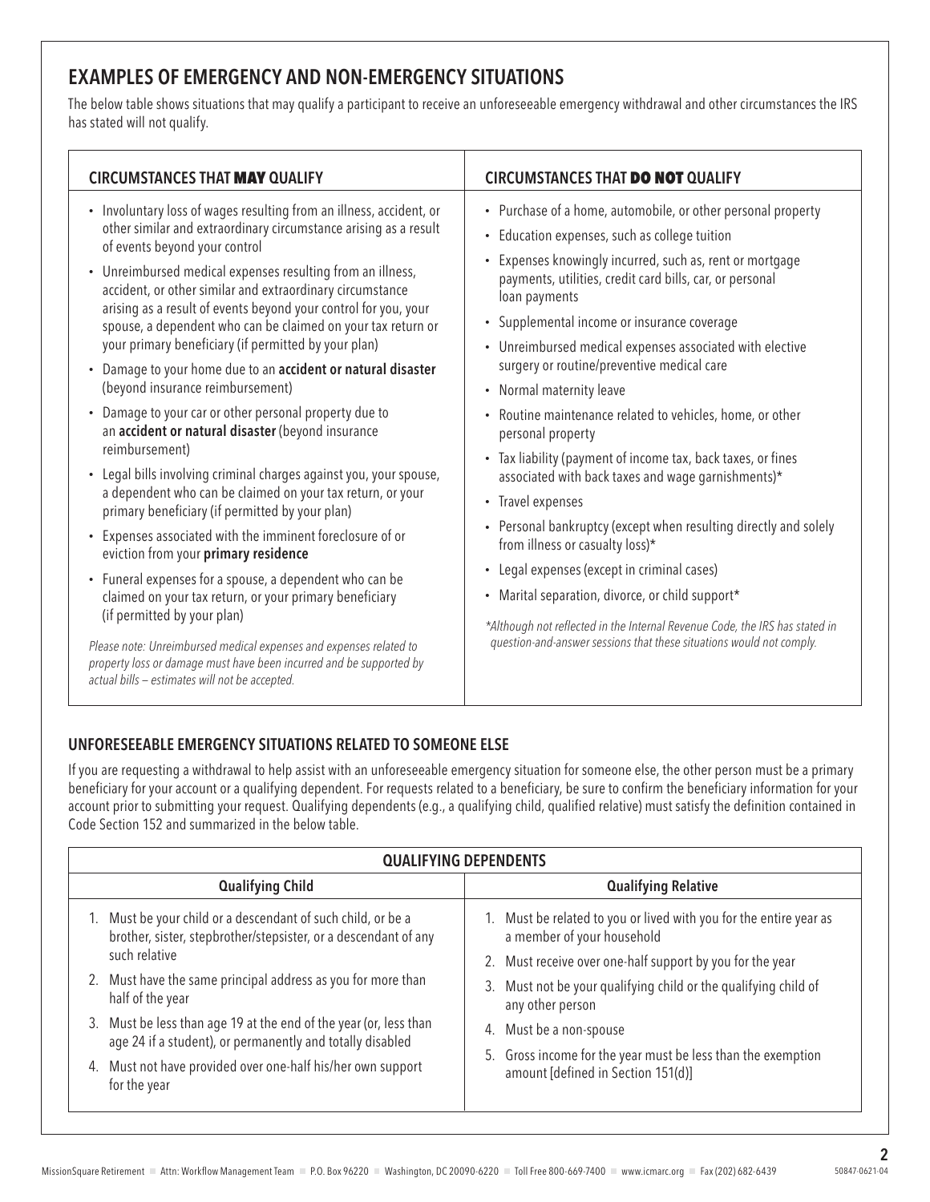## EXAMPLES OF EMERGENCY AND NON-EMERGENCY SITUATIONS

The below table shows situations that may qualify a participant to receive an unforeseeable emergency withdrawal and other circumstances the IRS has stated will not qualify.

### CIRCUMSTANCES THAT **MAY** QUALIFY

- Involuntary loss of wages resulting from an illness, accident, or other similar and extraordinary circumstance arising as a result of events beyond your control
- Unreimbursed medical expenses resulting from an illness, accident, or other similar and extraordinary circumstance arising as a result of events beyond your control for you, your spouse, a dependent who can be claimed on your tax return or your primary beneficiary (if permitted by your plan)
- Damage to your home due to an **accident or natural disaster** (beyond insurance reimbursement)
- Damage to your car or other personal property due to an **accident or natural disaster** (beyond insurance reimbursement)
- Legal bills involving criminal charges against you, your spouse, a dependent who can be claimed on your tax return, or your primary beneficiary (if permitted by your plan)
- Expenses associated with the imminent foreclosure of or eviction from your **primary residence**
- Funeral expenses for a spouse, a dependent who can be claimed on your tax return, or your primary beneficiary (if permitted by your plan)

*Please note: Unreimbursed medical expenses and expenses related to property loss or damage must have been incurred and be supported by actual bills – estimates will not be accepted.*

### CIRCUMSTANCES THAT **DO NOT** QUALIFY

- Purchase of a home, automobile, or other personal property
- Education expenses, such as college tuition
- Expenses knowingly incurred, such as, rent or mortgage payments, utilities, credit card bills, car, or personal loan payments
- Supplemental income or insurance coverage
- Unreimbursed medical expenses associated with elective surgery or routine/preventive medical care
- Normal maternity leave
- Routine maintenance related to vehicles, home, or other personal property
- Tax liability (payment of income tax, back taxes, or fines associated with back taxes and wage garnishments)*
- Travel expenses
- Personal bankruptcy (except when resulting directly and solely from illness or casualty loss)*
- Legal expenses (except in criminal cases)
- Marital separation, divorce, or child support*

*\*Although not reflected in the Internal Revenue Code, the IRS has stated in question-and-answer sessions that these situations would not comply.*

## UNFORESEEABLE EMERGENCY SITUATIONS RELATED TO SOMEONE ELSE

If you are requesting a withdrawal to help assist with an unforeseeable emergency situation for someone else, the other person must be a primary beneficiary for your account or a qualifying dependent. For requests related to a beneficiary, be sure to confirm the beneficiary information for your account prior to submitting your request. Qualifying dependents (e.g., a qualifying child, qualified relative) must satisfy the definition contained in Code Section 152 and summarized in the below table.

| QUALIFYING DEPENDENTS | |
|---|---|
| **Qualifying Child** | **Qualifying Relative** |
| 1. Must be your child or a descendant of such child, or be a brother, sister, stepbrother/stepsister, or a descendant of any such relative<br>2. Must have the same principal address as you for more than half of the year<br>3. Must be less than age 19 at the end of the year (or, less than age 24 if a student), or permanently and totally disabled<br>4. Must not have provided over one-half his/her own support for the year | 1. Must be related to you or lived with you for the entire year as a member of your household<br>2. Must receive over one-half support by you for the year<br>3. Must not be your qualifying child or the qualifying child of any other person<br>4. Must be a non-spouse<br>5. Gross income for the year must be less than the exemption amount [defined in Section 151(d)] |

MissionSquare Retirement ■ Attn: Workflow Management Team ■ P.O. Box 96220 ■ Washington, DC 20090-6220 ■ Toll Free 800-669-7400 ■ www.icmarc.org ■ Fax (202) 682-6439

50847-0621-04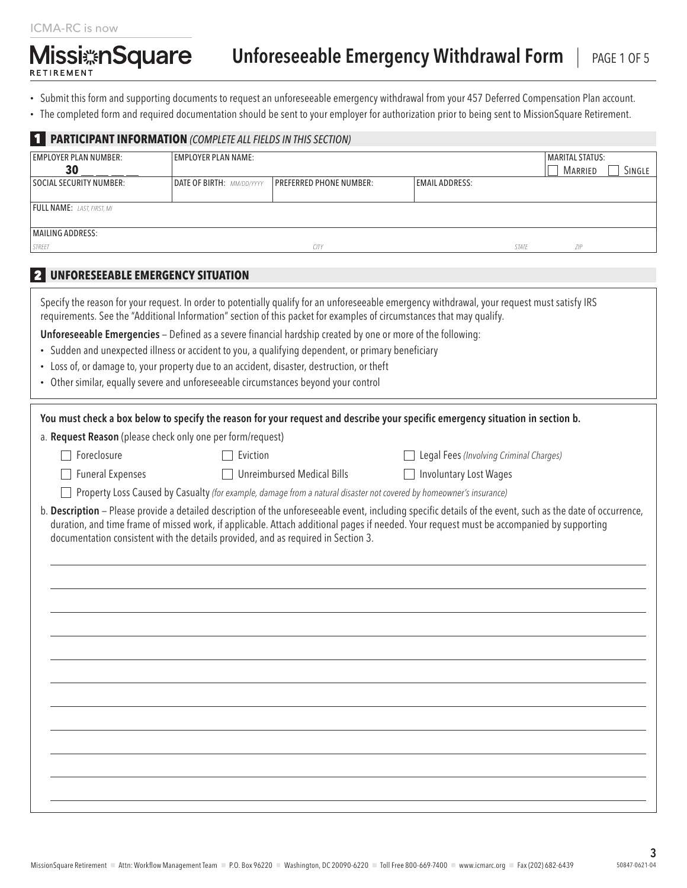ICMA-RC is now

MissionSquare RETIREMENT

# Unforeseeable Emergency Withdrawal Form

- Submit this form and supporting documents to request an unforeseeable emergency withdrawal from your 457 Deferred Compensation Plan account.
- The completed form and required documentation should be sent to your employer for authorization prior to being sent to MissionSquare Retirement.

## 1 PARTICIPANT INFORMATION *(COMPLETE ALL FIELDS IN THIS SECTION)*

| EMPLOYER PLAN NUMBER: 30 __ __ __ __ | EMPLOYER PLAN NAME: | | | MARITAL STATUS: ☐ Married ☐ Single |
|---|---|---|---|---|
| SOCIAL SECURITY NUMBER: | DATE OF BIRTH: *MM/DD/YYYY* | PREFERRED PHONE NUMBER: | EMAIL ADDRESS: | |
| FULL NAME: *LAST, FIRST, MI* | | | | |
| MAILING ADDRESS: *STREET* | | *CITY* | *STATE* | *ZIP* |

## 2 UNFORESEEABLE EMERGENCY SITUATION

Specify the reason for your request. In order to potentially qualify for an unforeseeable emergency withdrawal, your request must satisfy IRS requirements. See the "Additional Information" section of this packet for examples of circumstances that may qualify.

**Unforeseeable Emergencies** – Defined as a severe financial hardship created by one or more of the following:

- Sudden and unexpected illness or accident to you, a qualifying dependent, or primary beneficiary
- Loss of, or damage to, your property due to an accident, disaster, destruction, or theft
- Other similar, equally severe and unforeseeable circumstances beyond your control

**You must check a box below to specify the reason for your request and describe your specific emergency situation in section b.**

a. **Request Reason** (please check only one per form/request)

☐ Foreclosure ☐ Eviction ☐ Legal Fees *(Involving Criminal Charges)*

☐ Funeral Expenses ☐ Unreimbursed Medical Bills ☐ Involuntary Lost Wages

☐ Property Loss Caused by Casualty *(for example, damage from a natural disaster not covered by homeowner's insurance)*

b. **Description** – Please provide a detailed description of the unforeseeable event, including specific details of the event, such as the date of occurrence, duration, and time frame of missed work, if applicable. Attach additional pages if needed. Your request must be accompanied by supporting documentation consistent with the details provided, and as required in Section 3.

MissionSquare Retirement ■ Attn: Workflow Management Team ■ P.O. Box 96220 ■ Washington, DC 20090-6220 ■ Toll Free 800-669-7400 ■ www.icmarc.org ■ Fax (202) 682-6439

50847-0621-04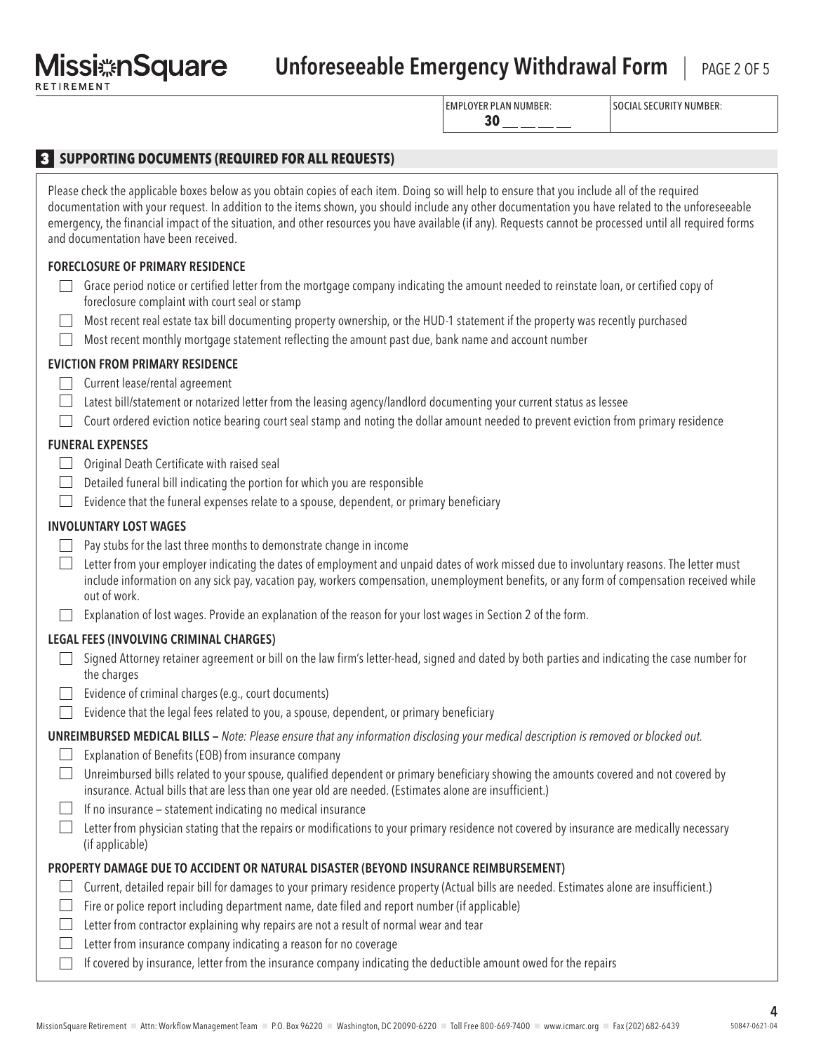EMPLOYER PLAN NUMBER: **30** __ __ __ __ | SOCIAL SECURITY NUMBER:

## 3 SUPPORTING DOCUMENTS (REQUIRED FOR ALL REQUESTS)

Please check the applicable boxes below as you obtain copies of each item. Doing so will help to ensure that you include all of the required documentation with your request. In addition to the items shown, you should include any other documentation you have related to the unforeseeable emergency, the financial impact of the situation, and other resources you have available (if any). Requests cannot be processed until all required forms and documentation have been received.

**FORECLOSURE OF PRIMARY RESIDENCE**

- ☐ Grace period notice or certified letter from the mortgage company indicating the amount needed to reinstate loan, or certified copy of foreclosure complaint with court seal or stamp
- ☐ Most recent real estate tax bill documenting property ownership, or the HUD-1 statement if the property was recently purchased
- ☐ Most recent monthly mortgage statement reflecting the amount past due, bank name and account number

**EVICTION FROM PRIMARY RESIDENCE**

- ☐ Current lease/rental agreement
- ☐ Latest bill/statement or notarized letter from the leasing agency/landlord documenting your current status as lessee
- ☐ Court ordered eviction notice bearing court seal stamp and noting the dollar amount needed to prevent eviction from primary residence

**FUNERAL EXPENSES**

- ☐ Original Death Certificate with raised seal
- ☐ Detailed funeral bill indicating the portion for which you are responsible
- ☐ Evidence that the funeral expenses relate to a spouse, dependent, or primary beneficiary

**INVOLUNTARY LOST WAGES**

- ☐ Pay stubs for the last three months to demonstrate change in income
- ☐ Letter from your employer indicating the dates of employment and unpaid dates of work missed due to involuntary reasons. The letter must include information on any sick pay, vacation pay, workers compensation, unemployment benefits, or any form of compensation received while out of work.
- ☐ Explanation of lost wages. Provide an explanation of the reason for your lost wages in Section 2 of the form.

**LEGAL FEES (INVOLVING CRIMINAL CHARGES)**

- ☐ Signed Attorney retainer agreement or bill on the law firm's letter-head, signed and dated by both parties and indicating the case number for the charges
- ☐ Evidence of criminal charges (e.g., court documents)
- ☐ Evidence that the legal fees related to you, a spouse, dependent, or primary beneficiary

**UNREIMBURSED MEDICAL BILLS** – *Note: Please ensure that any information disclosing your medical description is removed or blocked out.*

- ☐ Explanation of Benefits (EOB) from insurance company
- ☐ Unreimbursed bills related to your spouse, qualified dependent or primary beneficiary showing the amounts covered and not covered by insurance. Actual bills that are less than one year old are needed. (Estimates alone are insufficient.)
- ☐ If no insurance – statement indicating no medical insurance
- ☐ Letter from physician stating that the repairs or modifications to your primary residence not covered by insurance are medically necessary (if applicable)

**PROPERTY DAMAGE DUE TO ACCIDENT OR NATURAL DISASTER (BEYOND INSURANCE REIMBURSEMENT)**

- ☐ Current, detailed repair bill for damages to your primary residence property (Actual bills are needed. Estimates alone are insufficient.)
- ☐ Fire or police report including department name, date filed and report number (if applicable)
- ☐ Letter from contractor explaining why repairs are not a result of normal wear and tear
- ☐ Letter from insurance company indicating a reason for no coverage
- ☐ If covered by insurance, letter from the insurance company indicating the deductible amount owed for the repairs

MissionSquare Retirement ■ Attn: Workflow Management Team ■ P.O. Box 96220 ■ Washington, DC 20090-6220 ■ Toll Free 800-669-7400 ■ www.icmarc.org ■ Fax (202) 682-6439 50847-0621-04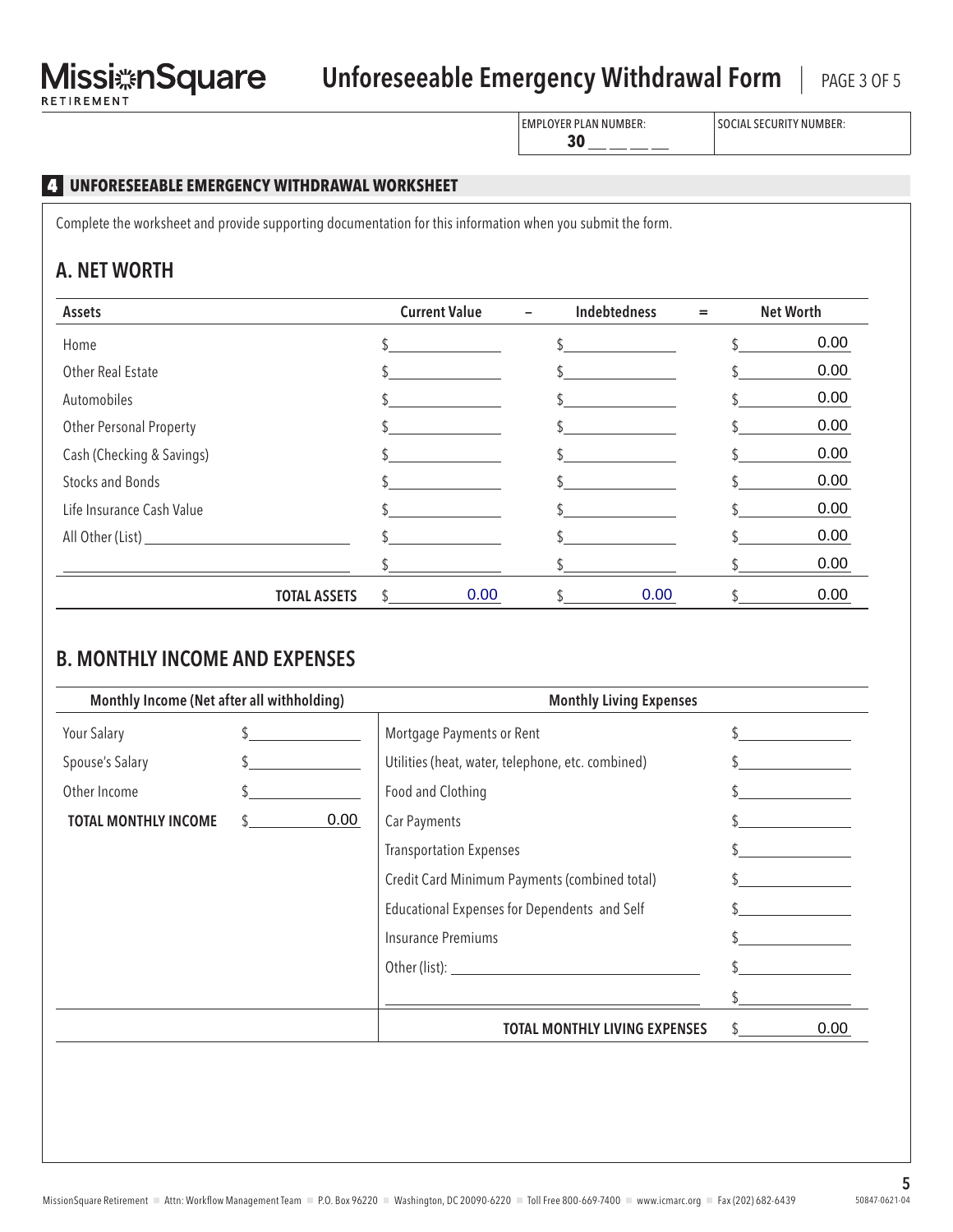EMPLOYER PLAN NUMBER: **30** __ __ __ __ | SOCIAL SECURITY NUMBER:

## 4 UNFORESEEABLE EMERGENCY WITHDRAWAL WORKSHEET

Complete the worksheet and provide supporting documentation for this information when you submit the form.

### A. NET WORTH

| Assets | Current Value | – | Indebtedness | = | Net Worth |
|---|---|---|---|---|---|
| Home | $ | | $ | | $ 0.00 |
| Other Real Estate | $ | | $ | | $ 0.00 |
| Automobiles | $ | | $ | | $ 0.00 |
| Other Personal Property | $ | | $ | | $ 0.00 |
| Cash (Checking & Savings) | $ | | $ | | $ 0.00 |
| Stocks and Bonds | $ | | $ | | $ 0.00 |
| Life Insurance Cash Value | $ | | $ | | $ 0.00 |
| All Other (List) ________ | $ | | $ | | $ 0.00 |
| ________ | $ | | $ | | $ 0.00 |
| **TOTAL ASSETS** | $ 0.00 | | $ 0.00 | | $ 0.00 |

### B. MONTHLY INCOME AND EXPENSES

| Monthly Income (Net after all withholding) | | Monthly Living Expenses | |
|---|---|---|---|
| Your Salary | $ | Mortgage Payments or Rent | $ |
| Spouse's Salary | $ | Utilities (heat, water, telephone, etc. combined) | $ |
| Other Income | $ | Food and Clothing | $ |
| **TOTAL MONTHLY INCOME** | $ 0.00 | Car Payments | $ |
| | | Transportation Expenses | $ |
| | | Credit Card Minimum Payments (combined total) | $ |
| | | Educational Expenses for Dependents and Self | $ |
| | | Insurance Premiums | $ |
| | | Other (list): ________ | $ |
| | | ________ | $ |
| | | **TOTAL MONTHLY LIVING EXPENSES** | $ 0.00 |

MissionSquare Retirement ■ Attn: Workflow Management Team ■ P.O. Box 96220 ■ Washington, DC 20090-6220 ■ Toll Free 800-669-7400 ■ www.icmarc.org ■ Fax (202) 682-6439

50847-0621-04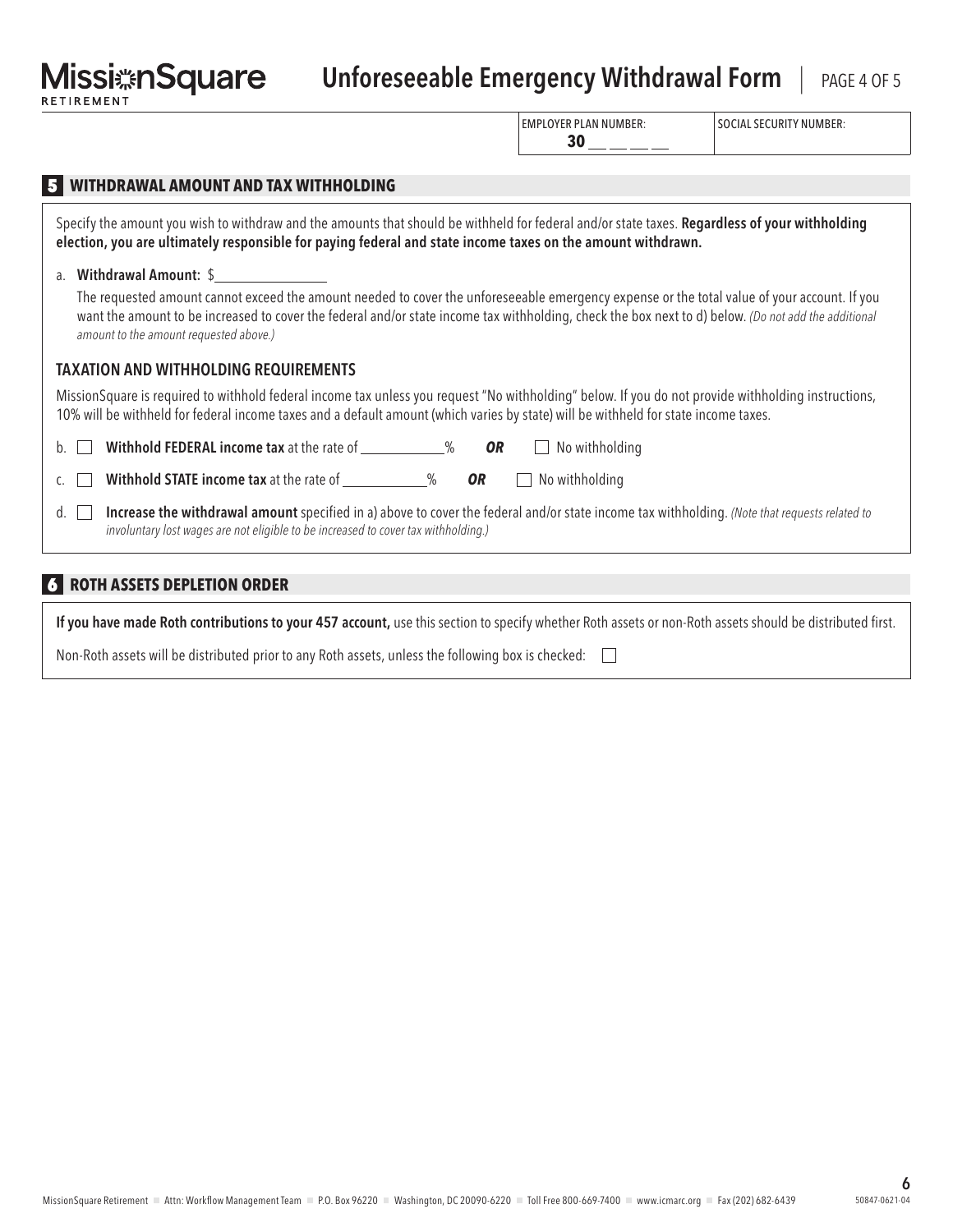EMPLOYER PLAN NUMBER: **30** __ __ __ __

SOCIAL SECURITY NUMBER:

## 5 WITHDRAWAL AMOUNT AND TAX WITHHOLDING

Specify the amount you wish to withdraw and the amounts that should be withheld for federal and/or state taxes. **Regardless of your withholding election, you are ultimately responsible for paying federal and state income taxes on the amount withdrawn.**

a. **Withdrawal Amount:** $_______________

The requested amount cannot exceed the amount needed to cover the unforeseeable emergency expense or the total value of your account. If you want the amount to be increased to cover the federal and/or state income tax withholding, check the box next to d) below. *(Do not add the additional amount to the amount requested above.)*

### TAXATION AND WITHHOLDING REQUIREMENTS

MissionSquare is required to withhold federal income tax unless you request "No withholding" below. If you do not provide withholding instructions, 10% will be withheld for federal income taxes and a default amount (which varies by state) will be withheld for state income taxes.

b. ☐ **Withhold FEDERAL income tax** at the rate of ____________% ***OR*** ☐ No withholding

c. ☐ **Withhold STATE income tax** at the rate of ____________% ***OR*** ☐ No withholding

d. ☐ **Increase the withdrawal amount** specified in a) above to cover the federal and/or state income tax withholding. *(Note that requests related to involuntary lost wages are not eligible to be increased to cover tax withholding.)*

## 6 ROTH ASSETS DEPLETION ORDER

**If you have made Roth contributions to your 457 account,** use this section to specify whether Roth assets or non-Roth assets should be distributed first.

Non-Roth assets will be distributed prior to any Roth assets, unless the following box is checked: ☐

MissionSquare Retirement ■ Attn: Workflow Management Team ■ P.O. Box 96220 ■ Washington, DC 20090-6220 ■ Toll Free 800-669-7400 ■ www.icmarc.org ■ Fax (202) 682-6439

50847-0621-04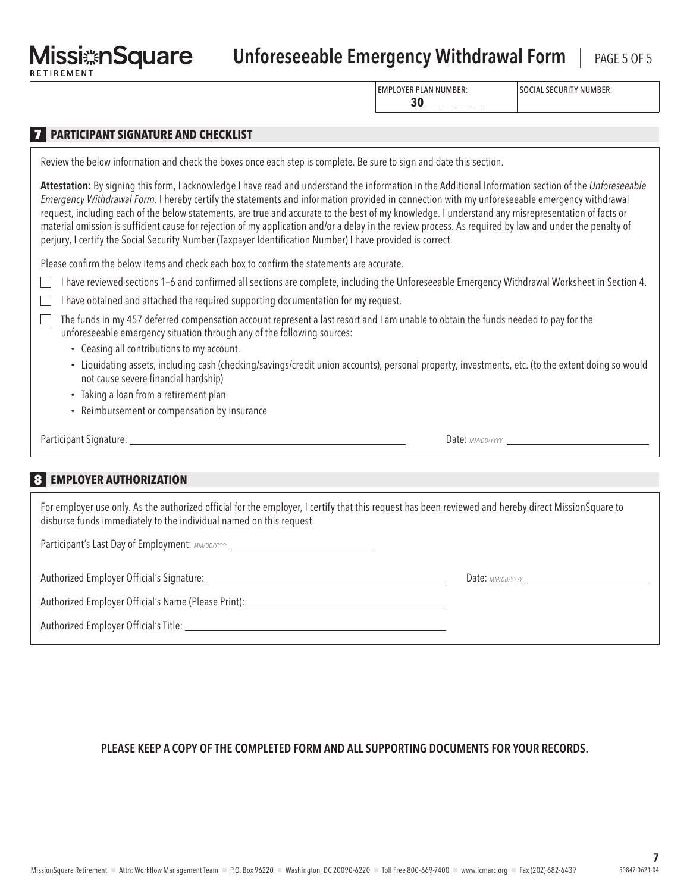EMPLOYER PLAN NUMBER: **30** __ __ __ __ | SOCIAL SECURITY NUMBER:

## 7 PARTICIPANT SIGNATURE AND CHECKLIST

Review the below information and check the boxes once each step is complete. Be sure to sign and date this section.

**Attestation:** By signing this form, I acknowledge I have read and understand the information in the Additional Information section of the *Unforeseeable Emergency Withdrawal Form.* I hereby certify the statements and information provided in connection with my unforeseeable emergency withdrawal request, including each of the below statements, are true and accurate to the best of my knowledge. I understand any misrepresentation of facts or material omission is sufficient cause for rejection of my application and/or a delay in the review process. As required by law and under the penalty of perjury, I certify the Social Security Number (Taxpayer Identification Number) I have provided is correct.

Please confirm the below items and check each box to confirm the statements are accurate.

☐ I have reviewed sections 1–6 and confirmed all sections are complete, including the Unforeseeable Emergency Withdrawal Worksheet in Section 4.

☐ I have obtained and attached the required supporting documentation for my request.

☐ The funds in my 457 deferred compensation account represent a last resort and I am unable to obtain the funds needed to pay for the unforeseeable emergency situation through any of the following sources:

- Ceasing all contributions to my account.
- Liquidating assets, including cash (checking/savings/credit union accounts), personal property, investments, etc. (to the extent doing so would not cause severe financial hardship)
- Taking a loan from a retirement plan
- Reimbursement or compensation by insurance

Participant Signature: ______________________________ Date: *MM/DD/YYYY* ______________________

## 8 EMPLOYER AUTHORIZATION

For employer use only. As the authorized official for the employer, I certify that this request has been reviewed and hereby direct MissionSquare to disburse funds immediately to the individual named on this request.

Participant's Last Day of Employment: *MM/DD/YYYY* ______________________

Authorized Employer Official's Signature: ______________________________ Date: *MM/DD/YYYY* ______________________

Authorized Employer Official's Name (Please Print): ______________________________

Authorized Employer Official's Title: ______________________________

**PLEASE KEEP A COPY OF THE COMPLETED FORM AND ALL SUPPORTING DOCUMENTS FOR YOUR RECORDS.**

MissionSquare Retirement ▪ Attn: Workflow Management Team ▪ P.O. Box 96220 ▪ Washington, DC 20090-6220 ▪ Toll Free 800-669-7400 ▪ www.icmarc.org ▪ Fax (202) 682-6439

50847-0621-04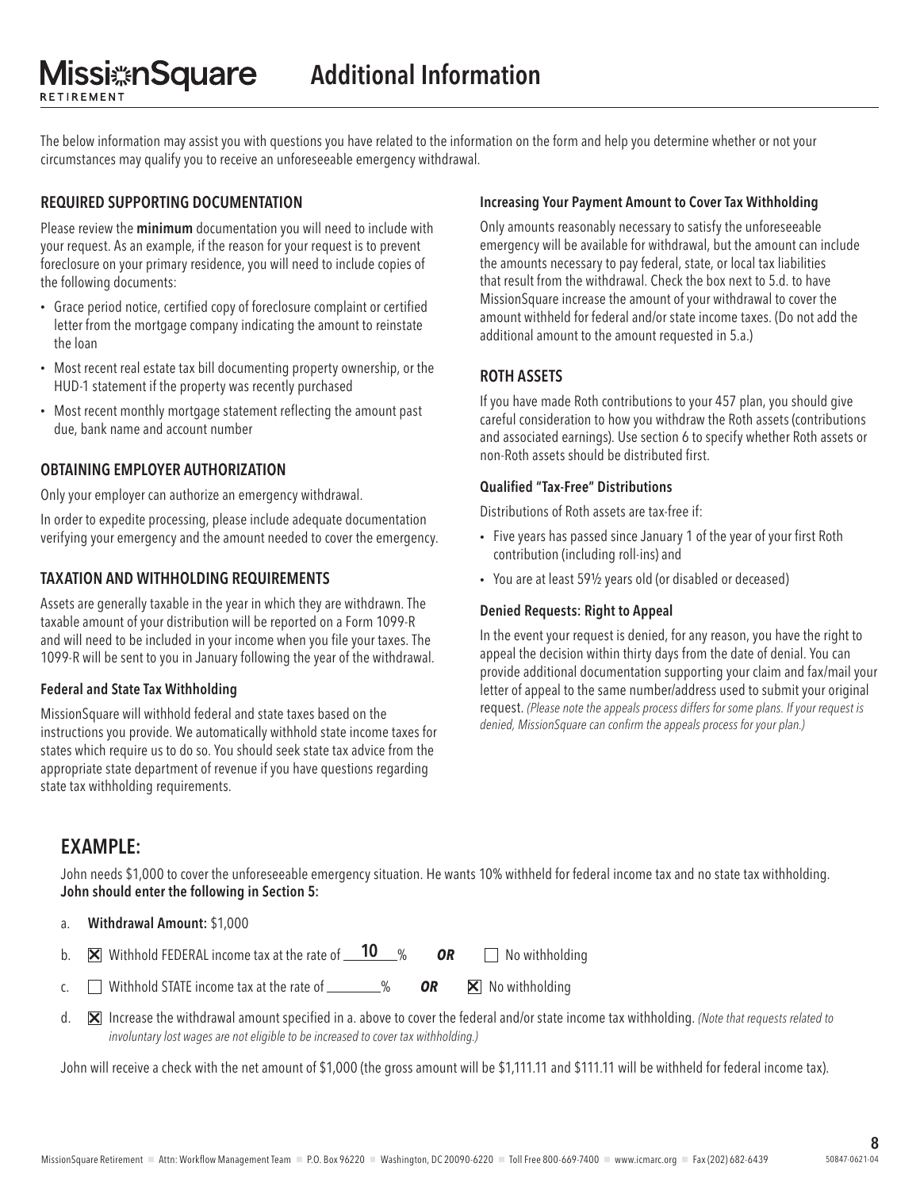# Additional Information

The below information may assist you with questions you have related to the information on the form and help you determine whether or not your circumstances may qualify you to receive an unforeseeable emergency withdrawal.

## REQUIRED SUPPORTING DOCUMENTATION

Please review the **minimum** documentation you will need to include with your request. As an example, if the reason for your request is to prevent foreclosure on your primary residence, you will need to include copies of the following documents:

- Grace period notice, certified copy of foreclosure complaint or certified letter from the mortgage company indicating the amount to reinstate the loan
- Most recent real estate tax bill documenting property ownership, or the HUD-1 statement if the property was recently purchased
- Most recent monthly mortgage statement reflecting the amount past due, bank name and account number

## OBTAINING EMPLOYER AUTHORIZATION

Only your employer can authorize an emergency withdrawal.

In order to expedite processing, please include adequate documentation verifying your emergency and the amount needed to cover the emergency.

## TAXATION AND WITHHOLDING REQUIREMENTS

Assets are generally taxable in the year in which they are withdrawn. The taxable amount of your distribution will be reported on a Form 1099-R and will need to be included in your income when you file your taxes. The 1099-R will be sent to you in January following the year of the withdrawal.

### Federal and State Tax Withholding

MissionSquare will withhold federal and state taxes based on the instructions you provide. We automatically withhold state income taxes for states which require us to do so. You should seek state tax advice from the appropriate state department of revenue if you have questions regarding state tax withholding requirements.

### Increasing Your Payment Amount to Cover Tax Withholding

Only amounts reasonably necessary to satisfy the unforeseeable emergency will be available for withdrawal, but the amount can include the amounts necessary to pay federal, state, or local tax liabilities that result from the withdrawal. Check the box next to 5.d. to have MissionSquare increase the amount of your withdrawal to cover the amount withheld for federal and/or state income taxes. (Do not add the additional amount to the amount requested in 5.a.)

## ROTH ASSETS

If you have made Roth contributions to your 457 plan, you should give careful consideration to how you withdraw the Roth assets (contributions and associated earnings). Use section 6 to specify whether Roth assets or non-Roth assets should be distributed first.

### Qualified "Tax-Free" Distributions

Distributions of Roth assets are tax-free if:

- Five years has passed since January 1 of the year of your first Roth contribution (including roll-ins) and
- You are at least 59½ years old (or disabled or deceased)

### Denied Requests: Right to Appeal

In the event your request is denied, for any reason, you have the right to appeal the decision within thirty days from the date of denial. You can provide additional documentation supporting your claim and fax/mail your letter of appeal to the same number/address used to submit your original request. *(Please note the appeals process differs for some plans. If your request is denied, MissionSquare can confirm the appeals process for your plan.)*

## EXAMPLE:

John needs $1,000 to cover the unforeseeable emergency situation. He wants 10% withheld for federal income tax and no state tax withholding.
**John should enter the following in Section 5:**

a. **Withdrawal Amount:** $1,000

b. ☒ Withhold FEDERAL income tax at the rate of 10 % ***OR*** ☐ No withholding

c. ☐ Withhold STATE income tax at the rate of ____% ***OR*** ☒ No withholding

d. ☒ Increase the withdrawal amount specified in a. above to cover the federal and/or state income tax withholding. *(Note that requests related to involuntary lost wages are not eligible to be increased to cover tax withholding.)*

John will receive a check with the net amount of $1,000 (the gross amount will be $1,111.11 and $111.11 will be withheld for federal income tax).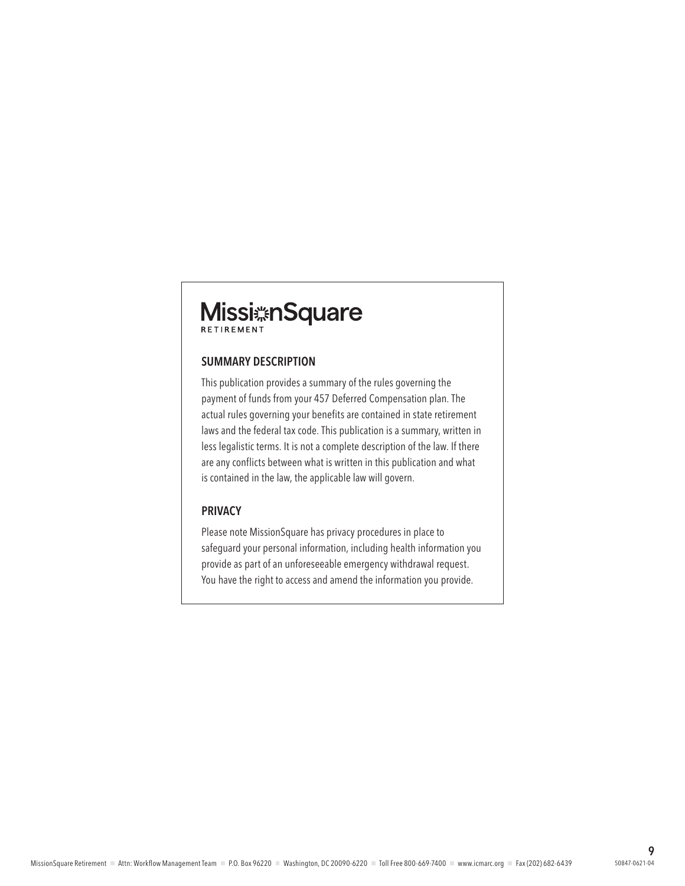MissionSquare
RETIREMENT

## SUMMARY DESCRIPTION

This publication provides a summary of the rules governing the payment of funds from your 457 Deferred Compensation plan. The actual rules governing your benefits are contained in state retirement laws and the federal tax code. This publication is a summary, written in less legalistic terms. It is not a complete description of the law. If there are any conflicts between what is written in this publication and what is contained in the law, the applicable law will govern.

## PRIVACY

Please note MissionSquare has privacy procedures in place to safeguard your personal information, including health information you provide as part of an unforeseeable emergency withdrawal request. You have the right to access and amend the information you provide.

MissionSquare Retirement ■ Attn: Workflow Management Team ■ P.O. Box 96220 ■ Washington, DC 20090-6220 ■ Toll Free 800-669-7400 ■ www.icmarc.org ■ Fax (202) 682-6439

50847-0621-04